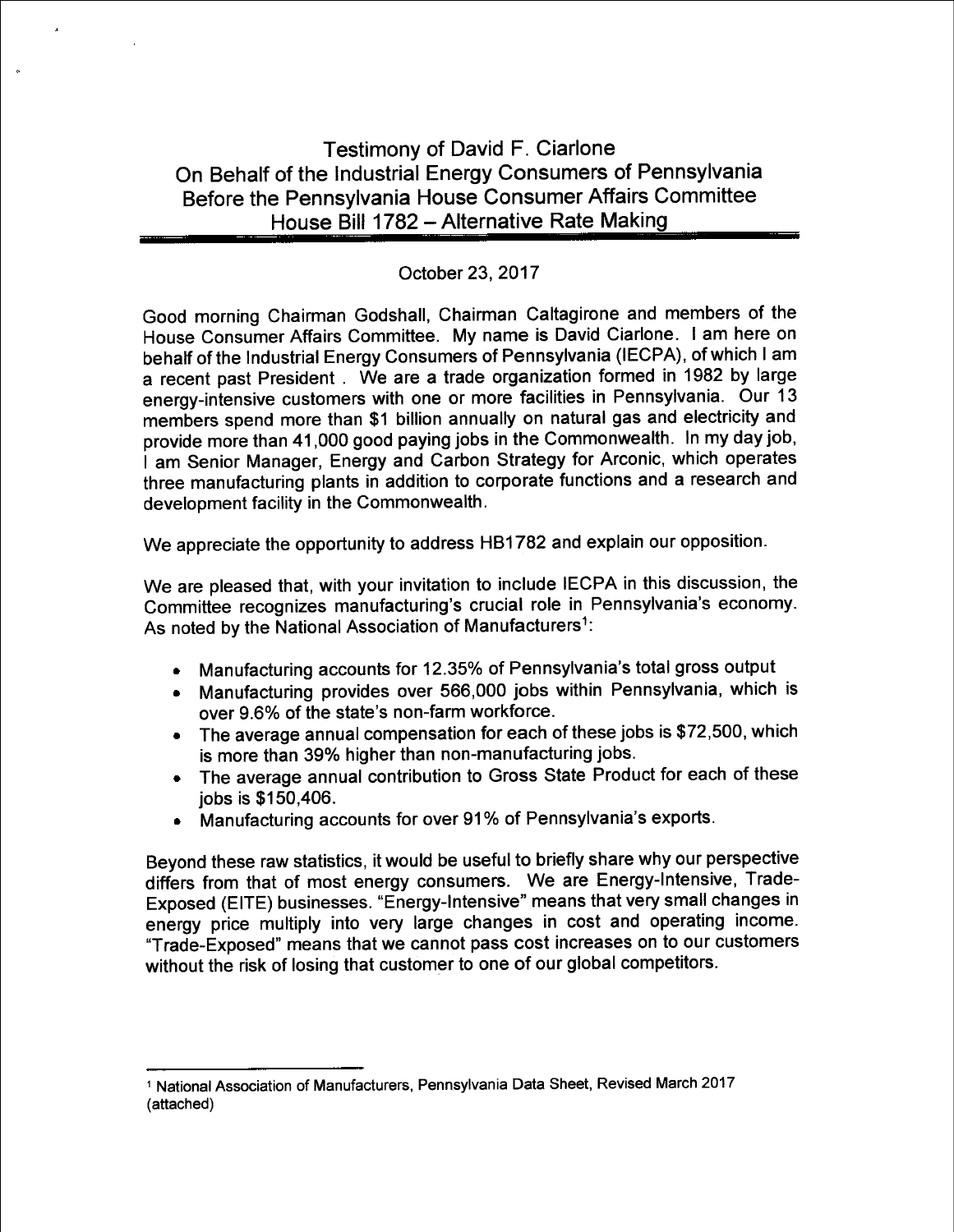# Testimony of David F. Ciarlone
## On Behalf of the Industrial Energy Consumers of Pennsylvania
## Before the Pennsylvania House Consumer Affairs Committee
## House Bill 1782 – Alternative Rate Making

October 23, 2017

Good morning Chairman Godshall, Chairman Caltagirone and members of the House Consumer Affairs Committee. My name is David Ciarlone. I am here on behalf of the Industrial Energy Consumers of Pennsylvania (IECPA), of which I am a recent past President . We are a trade organization formed in 1982 by large energy-intensive customers with one or more facilities in Pennsylvania. Our 13 members spend more than $1 billion annually on natural gas and electricity and provide more than 41,000 good paying jobs in the Commonwealth. In my day job, I am Senior Manager, Energy and Carbon Strategy for Arconic, which operates three manufacturing plants in addition to corporate functions and a research and development facility in the Commonwealth.

We appreciate the opportunity to address HB1782 and explain our opposition.

We are pleased that, with your invitation to include IECPA in this discussion, the Committee recognizes manufacturing's crucial role in Pennsylvania's economy. As noted by the National Association of Manufacturers[1]:

- Manufacturing accounts for 12.35% of Pennsylvania's total gross output
- Manufacturing provides over 566,000 jobs within Pennsylvania, which is over 9.6% of the state's non-farm workforce.
- The average annual compensation for each of these jobs is $72,500, which is more than 39% higher than non-manufacturing jobs.
- The average annual contribution to Gross State Product for each of these jobs is $150,406.
- Manufacturing accounts for over 91% of Pennsylvania's exports.

Beyond these raw statistics, it would be useful to briefly share why our perspective differs from that of most energy consumers. We are Energy-Intensive, Trade-Exposed (EITE) businesses. "Energy-Intensive" means that very small changes in energy price multiply into very large changes in cost and operating income. "Trade-Exposed" means that we cannot pass cost increases on to our customers without the risk of losing that customer to one of our global competitors.

---

[1] National Association of Manufacturers, Pennsylvania Data Sheet, Revised March 2017 (attached)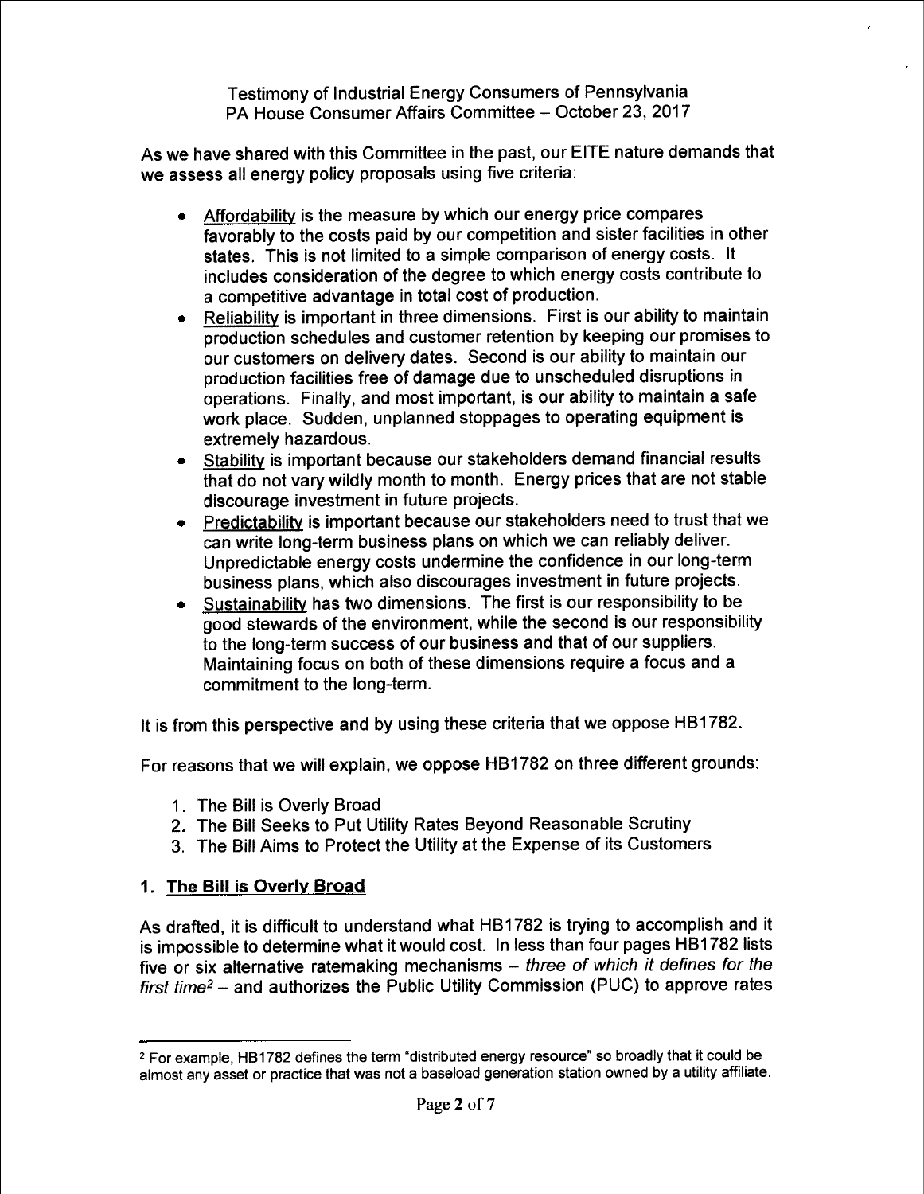Testimony of Industrial Energy Consumers of Pennsylvania
PA House Consumer Affairs Committee – October 23, 2017

As we have shared with this Committee in the past, our EITE nature demands that we assess all energy policy proposals using five criteria:

- Affordability is the measure by which our energy price compares favorably to the costs paid by our competition and sister facilities in other states. This is not limited to a simple comparison of energy costs. It includes consideration of the degree to which energy costs contribute to a competitive advantage in total cost of production.
- Reliability is important in three dimensions. First is our ability to maintain production schedules and customer retention by keeping our promises to our customers on delivery dates. Second is our ability to maintain our production facilities free of damage due to unscheduled disruptions in operations. Finally, and most important, is our ability to maintain a safe work place. Sudden, unplanned stoppages to operating equipment is extremely hazardous.
- Stability is important because our stakeholders demand financial results that do not vary wildly month to month. Energy prices that are not stable discourage investment in future projects.
- Predictability is important because our stakeholders need to trust that we can write long-term business plans on which we can reliably deliver. Unpredictable energy costs undermine the confidence in our long-term business plans, which also discourages investment in future projects.
- Sustainability has two dimensions. The first is our responsibility to be good stewards of the environment, while the second is our responsibility to the long-term success of our business and that of our suppliers. Maintaining focus on both of these dimensions require a focus and a commitment to the long-term.

It is from this perspective and by using these criteria that we oppose HB1782.

For reasons that we will explain, we oppose HB1782 on three different grounds:

1. The Bill is Overly Broad
2. The Bill Seeks to Put Utility Rates Beyond Reasonable Scrutiny
3. The Bill Aims to Protect the Utility at the Expense of its Customers

## 1. The Bill is Overly Broad

As drafted, it is difficult to understand what HB1782 is trying to accomplish and it is impossible to determine what it would cost. In less than four pages HB1782 lists five or six alternative ratemaking mechanisms – *three of which it defines for the first time*[2] – and authorizes the Public Utility Commission (PUC) to approve rates

[2] For example, HB1782 defines the term "distributed energy resource" so broadly that it could be almost any asset or practice that was not a baseload generation station owned by a utility affiliate.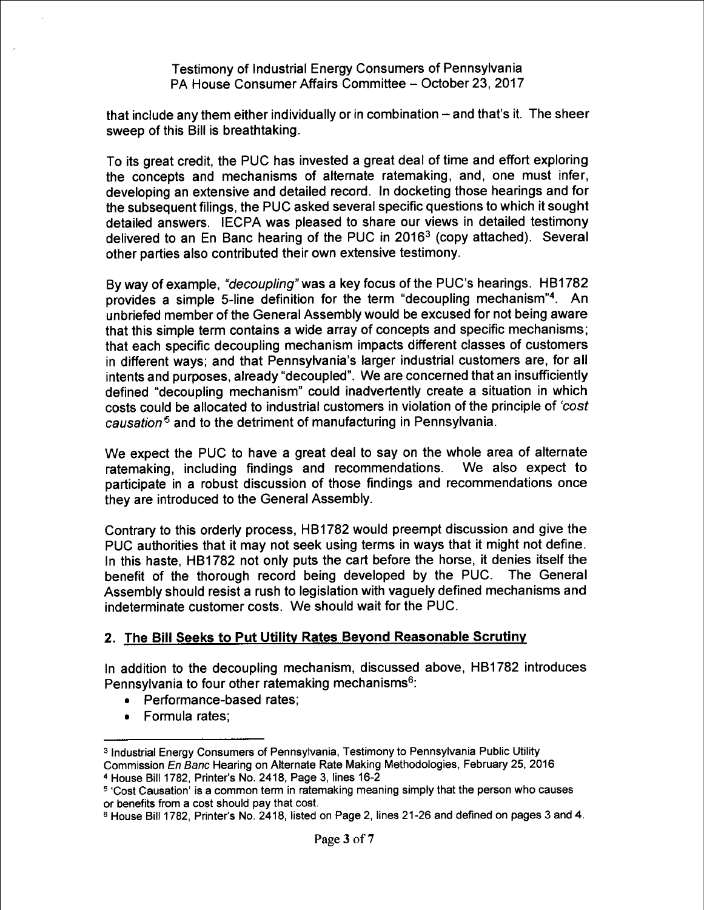that include any them either individually or in combination – and that's it. The sheer sweep of this Bill is breathtaking.

To its great credit, the PUC has invested a great deal of time and effort exploring the concepts and mechanisms of alternate ratemaking, and, one must infer, developing an extensive and detailed record. In docketing those hearings and for the subsequent filings, the PUC asked several specific questions to which it sought detailed answers. IECPA was pleased to share our views in detailed testimony delivered to an En Banc hearing of the PUC in 2016[3] (copy attached). Several other parties also contributed their own extensive testimony.

By way of example, *"decoupling"* was a key focus of the PUC's hearings. HB1782 provides a simple 5-line definition for the term "decoupling mechanism"[4]. An unbriefed member of the General Assembly would be excused for not being aware that this simple term contains a wide array of concepts and specific mechanisms; that each specific decoupling mechanism impacts different classes of customers in different ways; and that Pennsylvania's larger industrial customers are, for all intents and purposes, already "decoupled". We are concerned that an insufficiently defined "decoupling mechanism" could inadvertently create a situation in which costs could be allocated to industrial customers in violation of the principle of *'cost causation'*[5] and to the detriment of manufacturing in Pennsylvania.

We expect the PUC to have a great deal to say on the whole area of alternate ratemaking, including findings and recommendations. We also expect to participate in a robust discussion of those findings and recommendations once they are introduced to the General Assembly.

Contrary to this orderly process, HB1782 would preempt discussion and give the PUC authorities that it may not seek using terms in ways that it might not define. In this haste, HB1782 not only puts the cart before the horse, it denies itself the benefit of the thorough record being developed by the PUC. The General Assembly should resist a rush to legislation with vaguely defined mechanisms and indeterminate customer costs. We should wait for the PUC.

## 2. The Bill Seeks to Put Utility Rates Beyond Reasonable Scrutiny

In addition to the decoupling mechanism, discussed above, HB1782 introduces Pennsylvania to four other ratemaking mechanisms[6]:

- Performance-based rates;
- Formula rates;

---

[3] Industrial Energy Consumers of Pennsylvania, Testimony to Pennsylvania Public Utility Commission *En Banc* Hearing on Alternate Rate Making Methodologies, February 25, 2016

[4] House Bill 1782, Printer's No. 2418, Page 3, lines 16-2

[5] 'Cost Causation' is a common term in ratemaking meaning simply that the person who causes or benefits from a cost should pay that cost.

[6] House Bill 1782, Printer's No. 2418, listed on Page 2, lines 21-26 and defined on pages 3 and 4.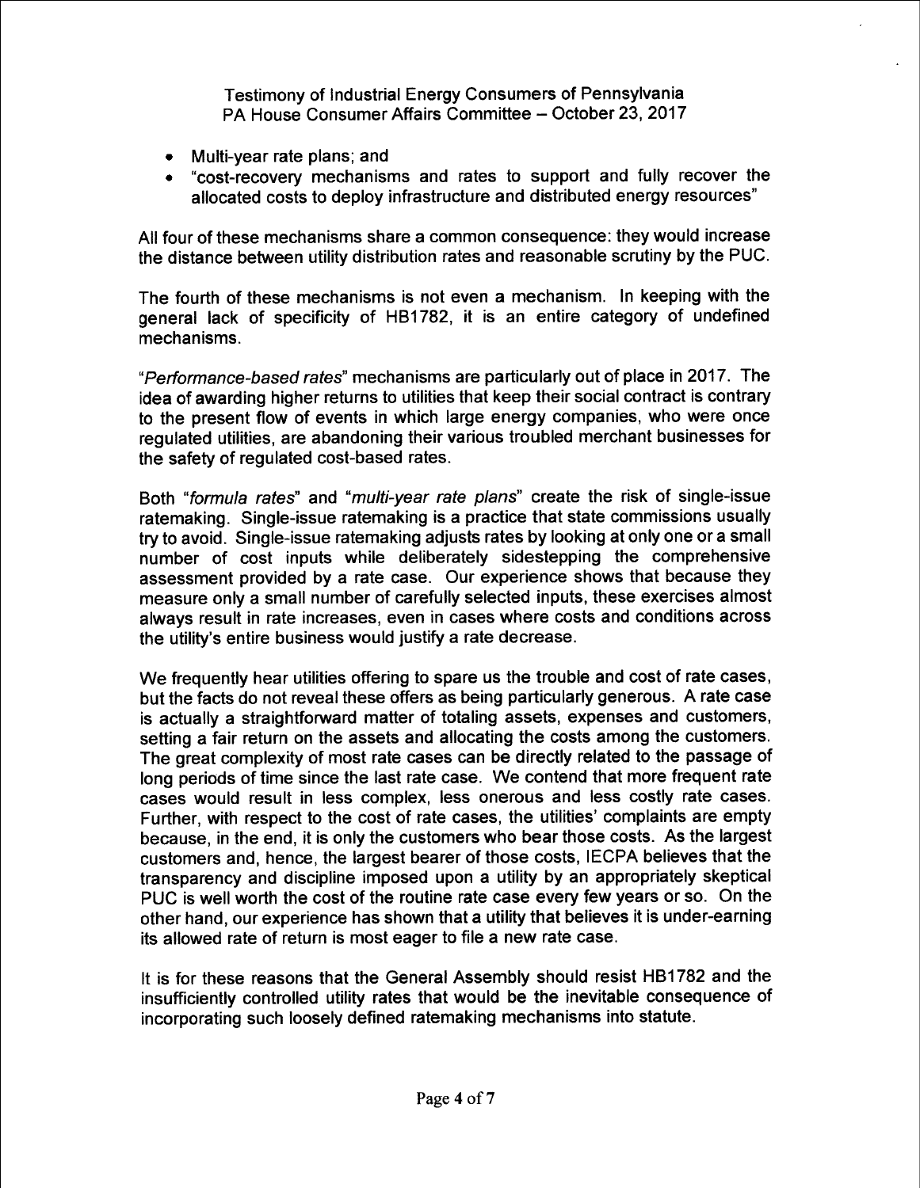- Multi-year rate plans; and
- "cost-recovery mechanisms and rates to support and fully recover the allocated costs to deploy infrastructure and distributed energy resources"

All four of these mechanisms share a common consequence: they would increase the distance between utility distribution rates and reasonable scrutiny by the PUC.

The fourth of these mechanisms is not even a mechanism. In keeping with the general lack of specificity of HB1782, it is an entire category of undefined mechanisms.

"*Performance-based rates*" mechanisms are particularly out of place in 2017. The idea of awarding higher returns to utilities that keep their social contract is contrary to the present flow of events in which large energy companies, who were once regulated utilities, are abandoning their various troubled merchant businesses for the safety of regulated cost-based rates.

Both "*formula rates*" and "*multi-year rate plans*" create the risk of single-issue ratemaking. Single-issue ratemaking is a practice that state commissions usually try to avoid. Single-issue ratemaking adjusts rates by looking at only one or a small number of cost inputs while deliberately sidestepping the comprehensive assessment provided by a rate case. Our experience shows that because they measure only a small number of carefully selected inputs, these exercises almost always result in rate increases, even in cases where costs and conditions across the utility's entire business would justify a rate decrease.

We frequently hear utilities offering to spare us the trouble and cost of rate cases, but the facts do not reveal these offers as being particularly generous. A rate case is actually a straightforward matter of totaling assets, expenses and customers, setting a fair return on the assets and allocating the costs among the customers. The great complexity of most rate cases can be directly related to the passage of long periods of time since the last rate case. We contend that more frequent rate cases would result in less complex, less onerous and less costly rate cases. Further, with respect to the cost of rate cases, the utilities' complaints are empty because, in the end, it is only the customers who bear those costs. As the largest customers and, hence, the largest bearer of those costs, IECPA believes that the transparency and discipline imposed upon a utility by an appropriately skeptical PUC is well worth the cost of the routine rate case every few years or so. On the other hand, our experience has shown that a utility that believes it is under-earning its allowed rate of return is most eager to file a new rate case.

It is for these reasons that the General Assembly should resist HB1782 and the insufficiently controlled utility rates that would be the inevitable consequence of incorporating such loosely defined ratemaking mechanisms into statute.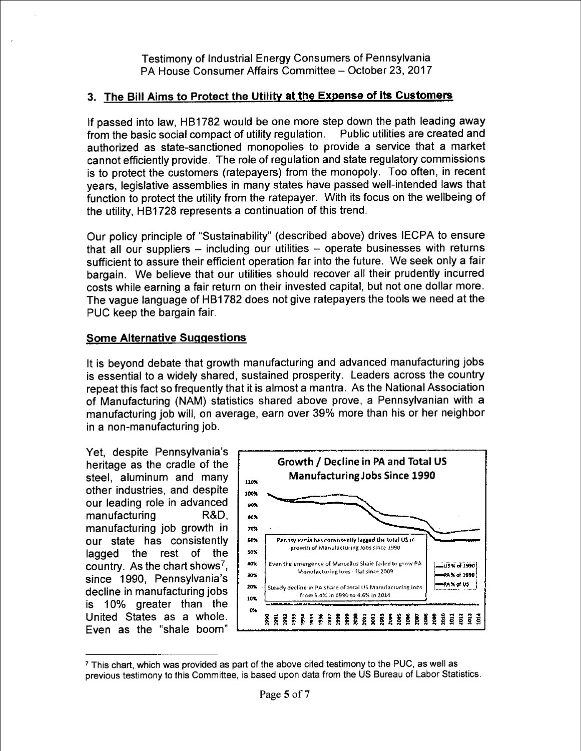## 3. The Bill Aims to Protect the Utility at the Expense of its Customers

If passed into law, HB1782 would be one more step down the path leading away from the basic social compact of utility regulation. Public utilities are created and authorized as state-sanctioned monopolies to provide a service that a market cannot efficiently provide. The role of regulation and state regulatory commissions is to protect the customers (ratepayers) from the monopoly. Too often, in recent years, legislative assemblies in many states have passed well-intended laws that function to protect the utility from the ratepayer. With its focus on the wellbeing of the utility, HB1728 represents a continuation of this trend.

Our policy principle of "Sustainability" (described above) drives IECPA to ensure that all our suppliers – including our utilities – operate businesses with returns sufficient to assure their efficient operation far into the future. We seek only a fair bargain. We believe that our utilities should recover all their prudently incurred costs while earning a fair return on their invested capital, but not one dollar more. The vague language of HB1782 does not give ratepayers the tools we need at the PUC keep the bargain fair.

## Some Alternative Suggestions

It is beyond debate that growth manufacturing and advanced manufacturing jobs is essential to a widely shared, sustained prosperity. Leaders across the country repeat this fact so frequently that it is almost a mantra. As the National Association of Manufacturing (NAM) statistics shared above prove, a Pennsylvanian with a manufacturing job will, on average, earn over 39% more than his or her neighbor in a non-manufacturing job.

Yet, despite Pennsylvania's heritage as the cradle of the steel, aluminum and many other industries, and despite our leading role in advanced manufacturing R&D, manufacturing job growth in our state has consistently lagged the rest of the country. As the chart shows[7], since 1990, Pennsylvania's decline in manufacturing jobs is 10% greater than the United States as a whole. Even as the "shale boom"

**Growth / Decline in PA and Total US Manufacturing Jobs Since 1990**

Pennsylvania has consistently lagged the total US in growth of Manufacturing Jobs since 1990

Even the emergence of Marcellus Shale failed to grow PA Manufacturing Jobs - flat since 2009

Steady decline in PA share of total US Manufacturing Jobs from 5.4% in 1990 to 4.6% in 2014

---

[7] This chart, which was provided as part of the above cited testimony to the PUC, as well as previous testimony to this Committee, is based upon data from the US Bureau of Labor Statistics.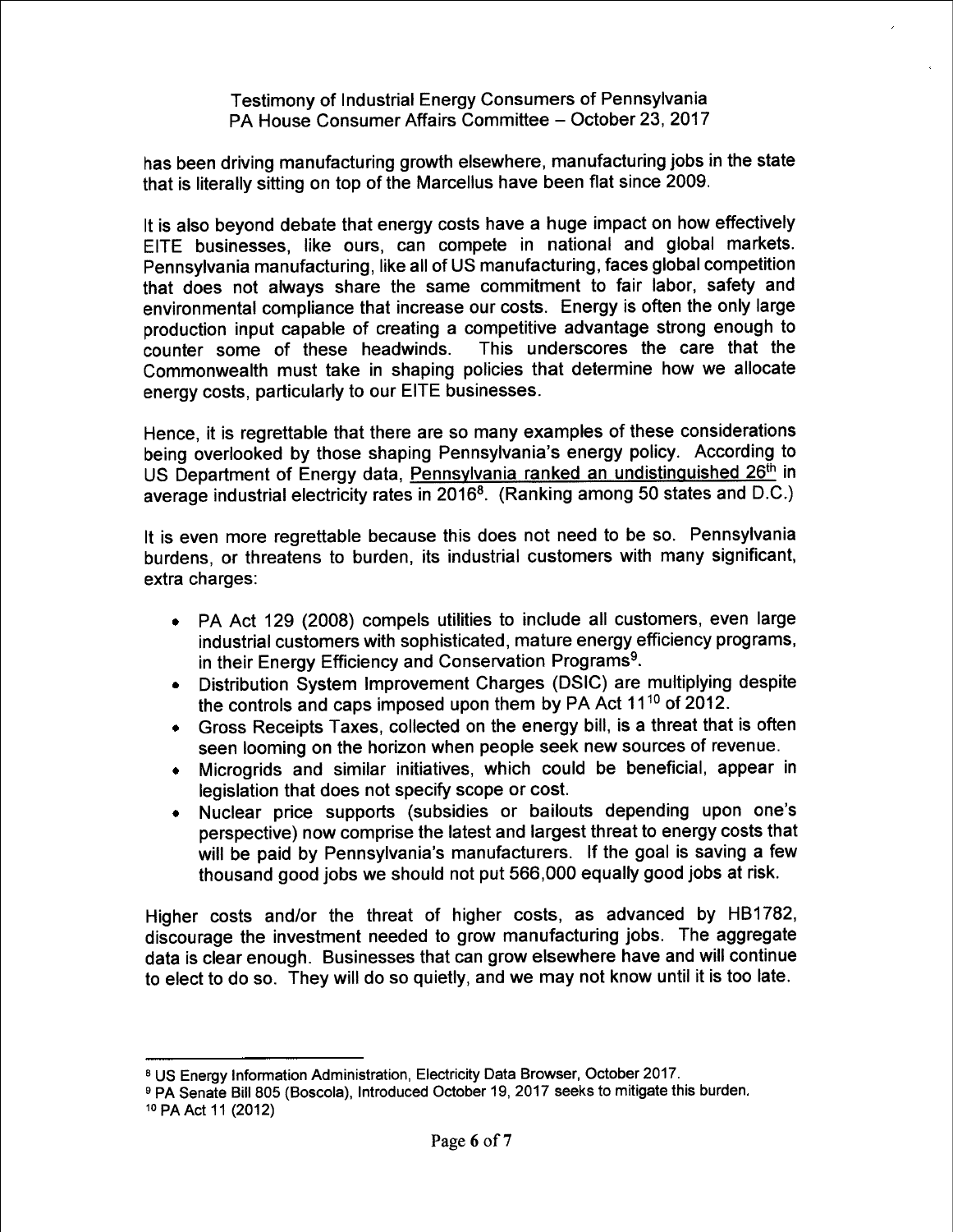has been driving manufacturing growth elsewhere, manufacturing jobs in the state that is literally sitting on top of the Marcellus have been flat since 2009.

It is also beyond debate that energy costs have a huge impact on how effectively EITE businesses, like ours, can compete in national and global markets. Pennsylvania manufacturing, like all of US manufacturing, faces global competition that does not always share the same commitment to fair labor, safety and environmental compliance that increase our costs. Energy is often the only large production input capable of creating a competitive advantage strong enough to counter some of these headwinds. This underscores the care that the Commonwealth must take in shaping policies that determine how we allocate energy costs, particularly to our EITE businesses.

Hence, it is regrettable that there are so many examples of these considerations being overlooked by those shaping Pennsylvania's energy policy. According to US Department of Energy data, <u>Pennsylvania ranked an undistinguished 26th in</u> average industrial electricity rates in 2016[8]. (Ranking among 50 states and D.C.)

It is even more regrettable because this does not need to be so. Pennsylvania burdens, or threatens to burden, its industrial customers with many significant, extra charges:

- PA Act 129 (2008) compels utilities to include all customers, even large industrial customers with sophisticated, mature energy efficiency programs, in their Energy Efficiency and Conservation Programs[9].
- Distribution System Improvement Charges (DSIC) are multiplying despite the controls and caps imposed upon them by PA Act 11[10] of 2012.
- Gross Receipts Taxes, collected on the energy bill, is a threat that is often seen looming on the horizon when people seek new sources of revenue.
- Microgrids and similar initiatives, which could be beneficial, appear in legislation that does not specify scope or cost.
- Nuclear price supports (subsidies or bailouts depending upon one's perspective) now comprise the latest and largest threat to energy costs that will be paid by Pennsylvania's manufacturers. If the goal is saving a few thousand good jobs we should not put 566,000 equally good jobs at risk.

Higher costs and/or the threat of higher costs, as advanced by HB1782, discourage the investment needed to grow manufacturing jobs. The aggregate data is clear enough. Businesses that can grow elsewhere have and will continue to elect to do so. They will do so quietly, and we may not know until it is too late.

---

[8] US Energy Information Administration, Electricity Data Browser, October 2017.

[9] PA Senate Bill 805 (Boscola), Introduced October 19, 2017 seeks to mitigate this burden.

[10] PA Act 11 (2012)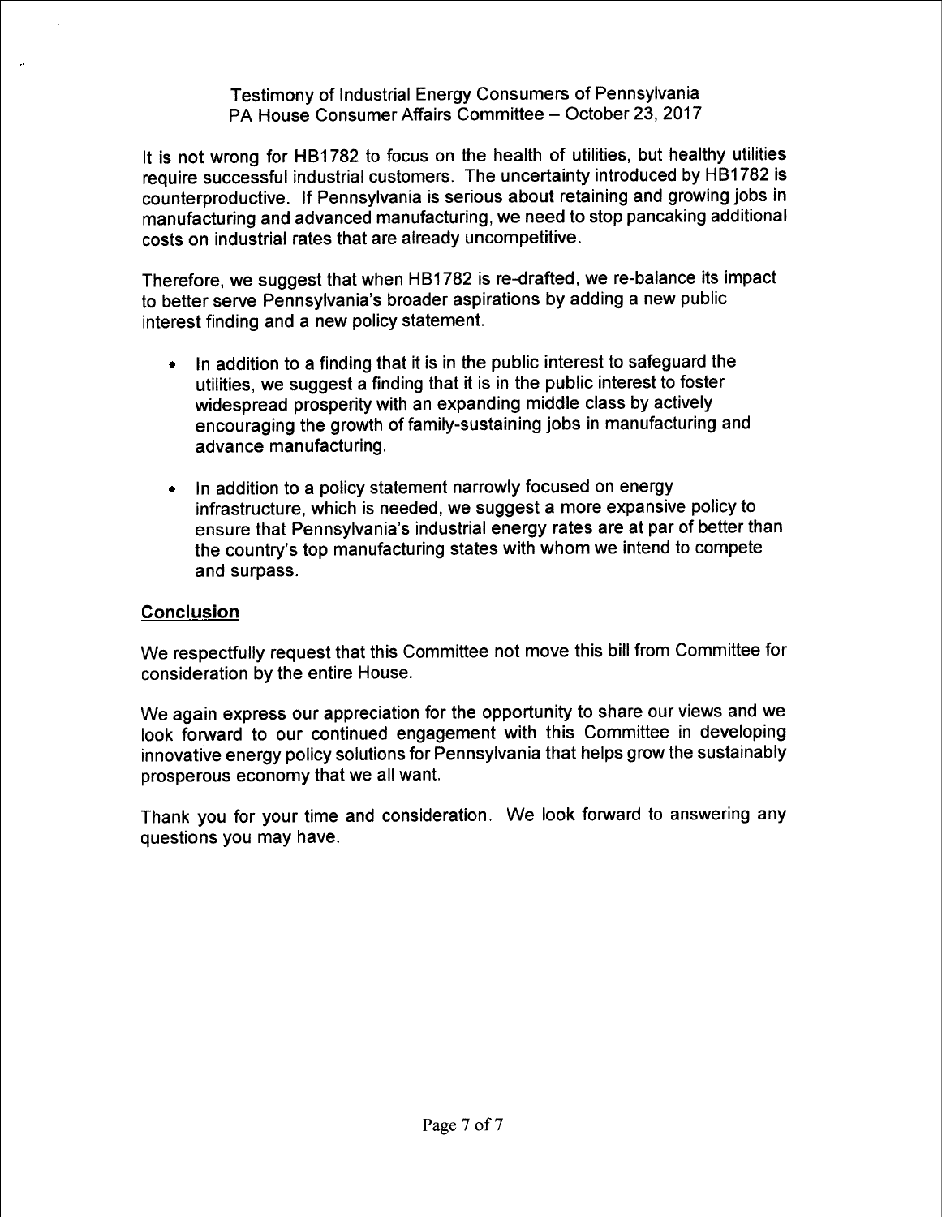Testimony of Industrial Energy Consumers of Pennsylvania
PA House Consumer Affairs Committee – October 23, 2017

It is not wrong for HB1782 to focus on the health of utilities, but healthy utilities require successful industrial customers. The uncertainty introduced by HB1782 is counterproductive. If Pennsylvania is serious about retaining and growing jobs in manufacturing and advanced manufacturing, we need to stop pancaking additional costs on industrial rates that are already uncompetitive.

Therefore, we suggest that when HB1782 is re-drafted, we re-balance its impact to better serve Pennsylvania's broader aspirations by adding a new public interest finding and a new policy statement.

- In addition to a finding that it is in the public interest to safeguard the utilities, we suggest a finding that it is in the public interest to foster widespread prosperity with an expanding middle class by actively encouraging the growth of family-sustaining jobs in manufacturing and advance manufacturing.
- In addition to a policy statement narrowly focused on energy infrastructure, which is needed, we suggest a more expansive policy to ensure that Pennsylvania's industrial energy rates are at par of better than the country's top manufacturing states with whom we intend to compete and surpass.

## Conclusion

We respectfully request that this Committee not move this bill from Committee for consideration by the entire House.

We again express our appreciation for the opportunity to share our views and we look forward to our continued engagement with this Committee in developing innovative energy policy solutions for Pennsylvania that helps grow the sustainably prosperous economy that we all want.

Thank you for your time and consideration. We look forward to answering any questions you may have.